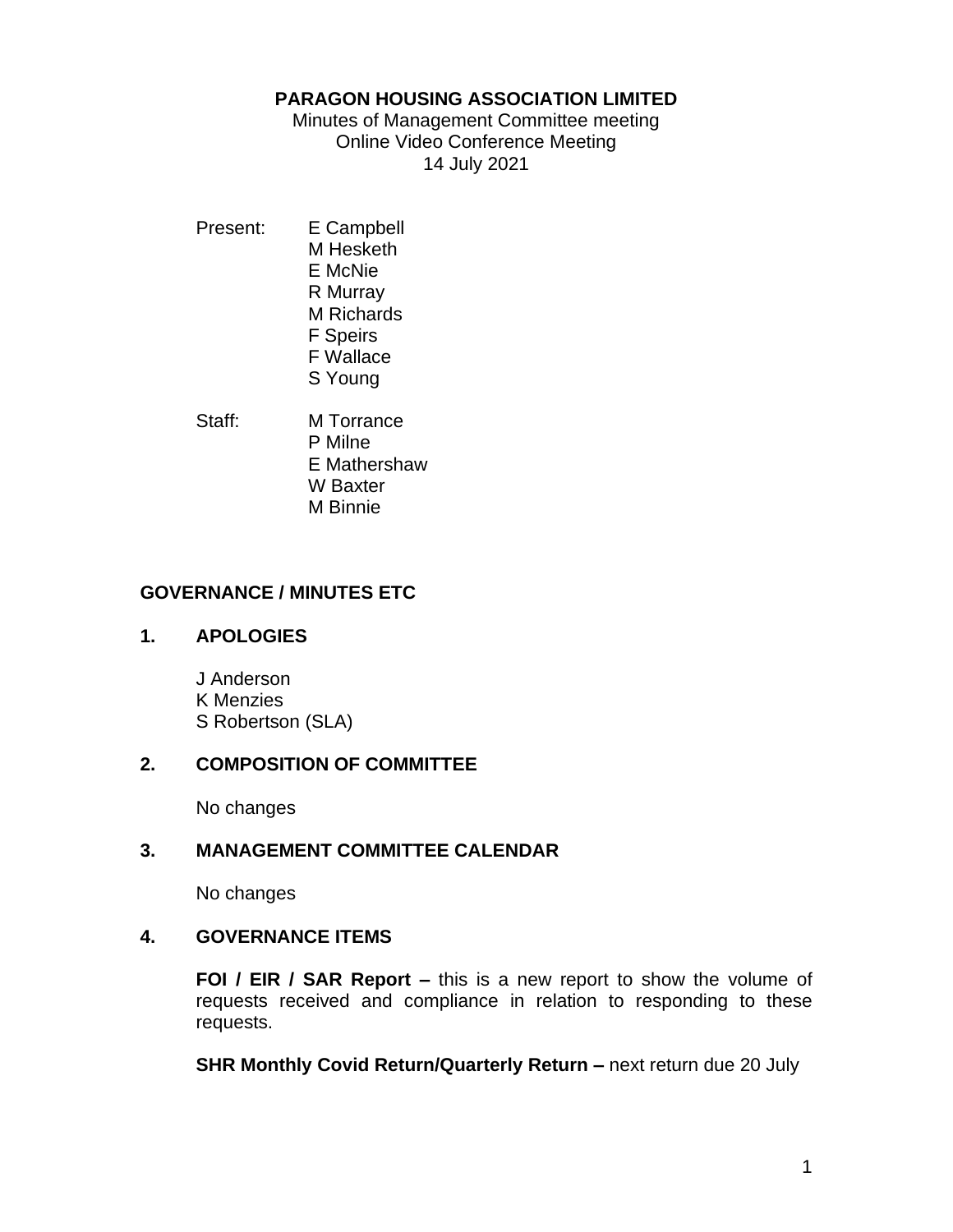**PARAGON HOUSING ASSOCIATION LIMITED**

Minutes of Management Committee meeting
Online Video Conference Meeting
14 July 2021

Present:
E Campbell
M Hesketh
E McNie
R Murray
M Richards
F Speirs
F Wallace
S Young

Staff:
M Torrance
P Milne
E Mathershaw
W Baxter
M Binnie

## GOVERNANCE / MINUTES ETC

### 1. APOLOGIES

J Anderson
K Menzies
S Robertson (SLA)

### 2. COMPOSITION OF COMMITTEE

No changes

### 3. MANAGEMENT COMMITTEE CALENDAR

No changes

### 4. GOVERNANCE ITEMS

**FOI / EIR / SAR Report –** this is a new report to show the volume of requests received and compliance in relation to responding to these requests.

**SHR Monthly Covid Return/Quarterly Return –** next return due 20 July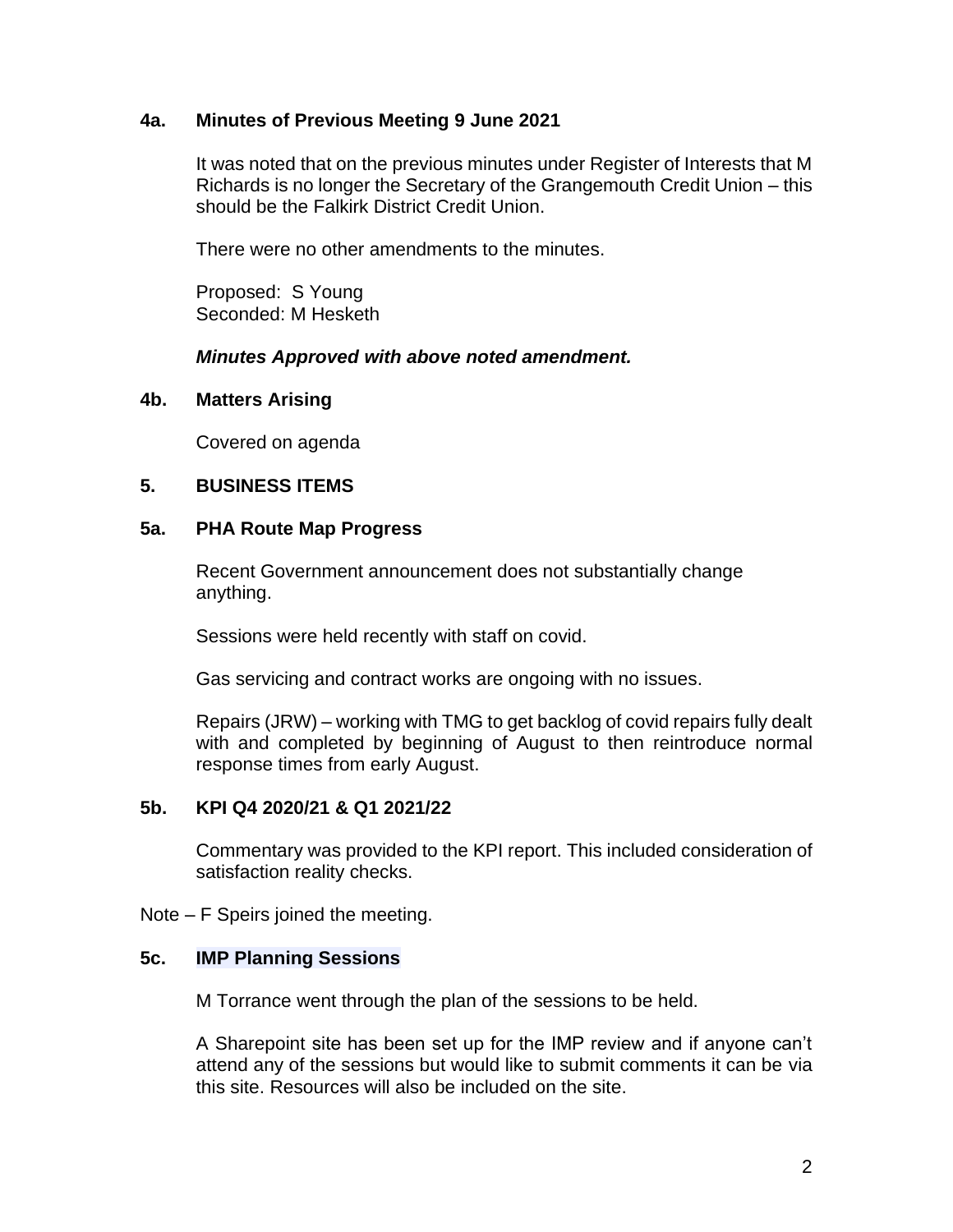## 4a. Minutes of Previous Meeting 9 June 2021

It was noted that on the previous minutes under Register of Interests that M Richards is no longer the Secretary of the Grangemouth Credit Union – this should be the Falkirk District Credit Union.

There were no other amendments to the minutes.

Proposed: S Young
Seconded: M Hesketh

***Minutes Approved with above noted amendment.***

## 4b. Matters Arising

Covered on agenda

## 5. BUSINESS ITEMS

## 5a. PHA Route Map Progress

Recent Government announcement does not substantially change anything.

Sessions were held recently with staff on covid.

Gas servicing and contract works are ongoing with no issues.

Repairs (JRW) – working with TMG to get backlog of covid repairs fully dealt with and completed by beginning of August to then reintroduce normal response times from early August.

## 5b. KPI Q4 2020/21 & Q1 2021/22

Commentary was provided to the KPI report. This included consideration of satisfaction reality checks.

Note – F Speirs joined the meeting.

## 5c. IMP Planning Sessions

M Torrance went through the plan of the sessions to be held.

A Sharepoint site has been set up for the IMP review and if anyone can't attend any of the sessions but would like to submit comments it can be via this site. Resources will also be included on the site.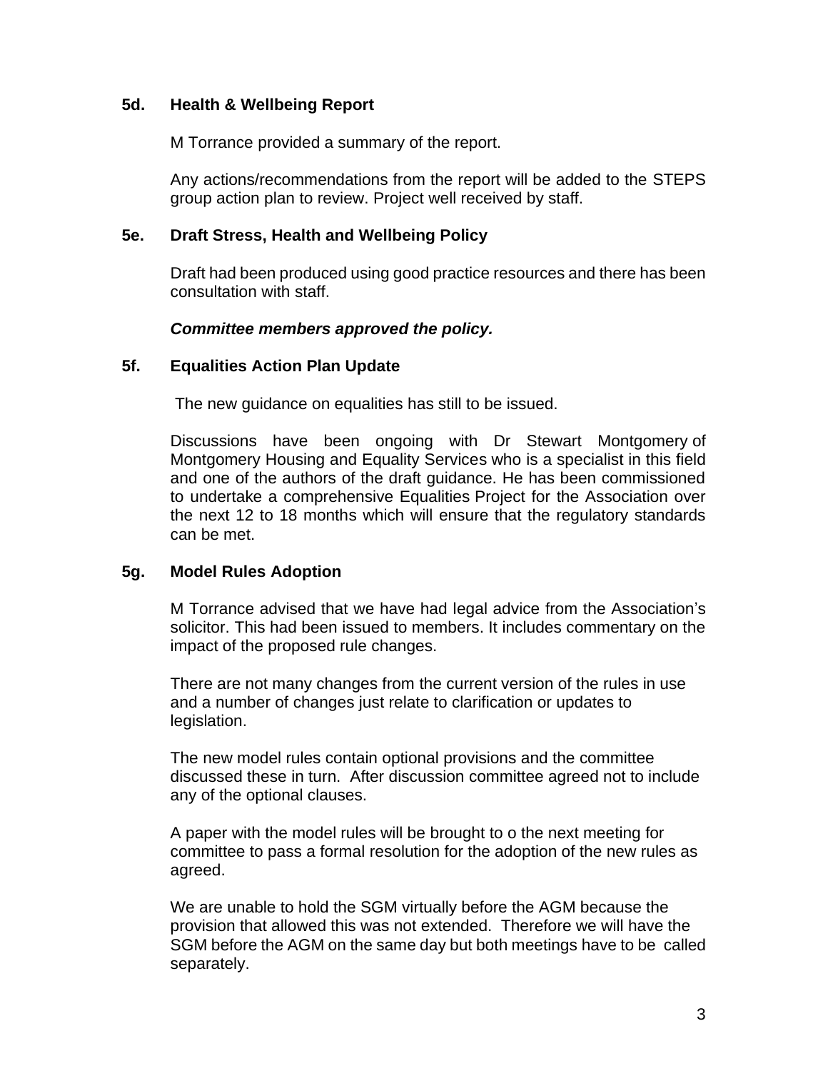### 5d. Health & Wellbeing Report

M Torrance provided a summary of the report.

Any actions/recommendations from the report will be added to the STEPS group action plan to review. Project well received by staff.

### 5e. Draft Stress, Health and Wellbeing Policy

Draft had been produced using good practice resources and there has been consultation with staff.

***Committee members approved the policy.***

### 5f. Equalities Action Plan Update

The new guidance on equalities has still to be issued.

Discussions have been ongoing with Dr Stewart Montgomery of Montgomery Housing and Equality Services who is a specialist in this field and one of the authors of the draft guidance. He has been commissioned to undertake a comprehensive Equalities Project for the Association over the next 12 to 18 months which will ensure that the regulatory standards can be met.

### 5g. Model Rules Adoption

M Torrance advised that we have had legal advice from the Association's solicitor. This had been issued to members. It includes commentary on the impact of the proposed rule changes.

There are not many changes from the current version of the rules in use and a number of changes just relate to clarification or updates to legislation.

The new model rules contain optional provisions and the committee discussed these in turn. After discussion committee agreed not to include any of the optional clauses.

A paper with the model rules will be brought to o the next meeting for committee to pass a formal resolution for the adoption of the new rules as agreed.

We are unable to hold the SGM virtually before the AGM because the provision that allowed this was not extended. Therefore we will have the SGM before the AGM on the same day but both meetings have to be called separately.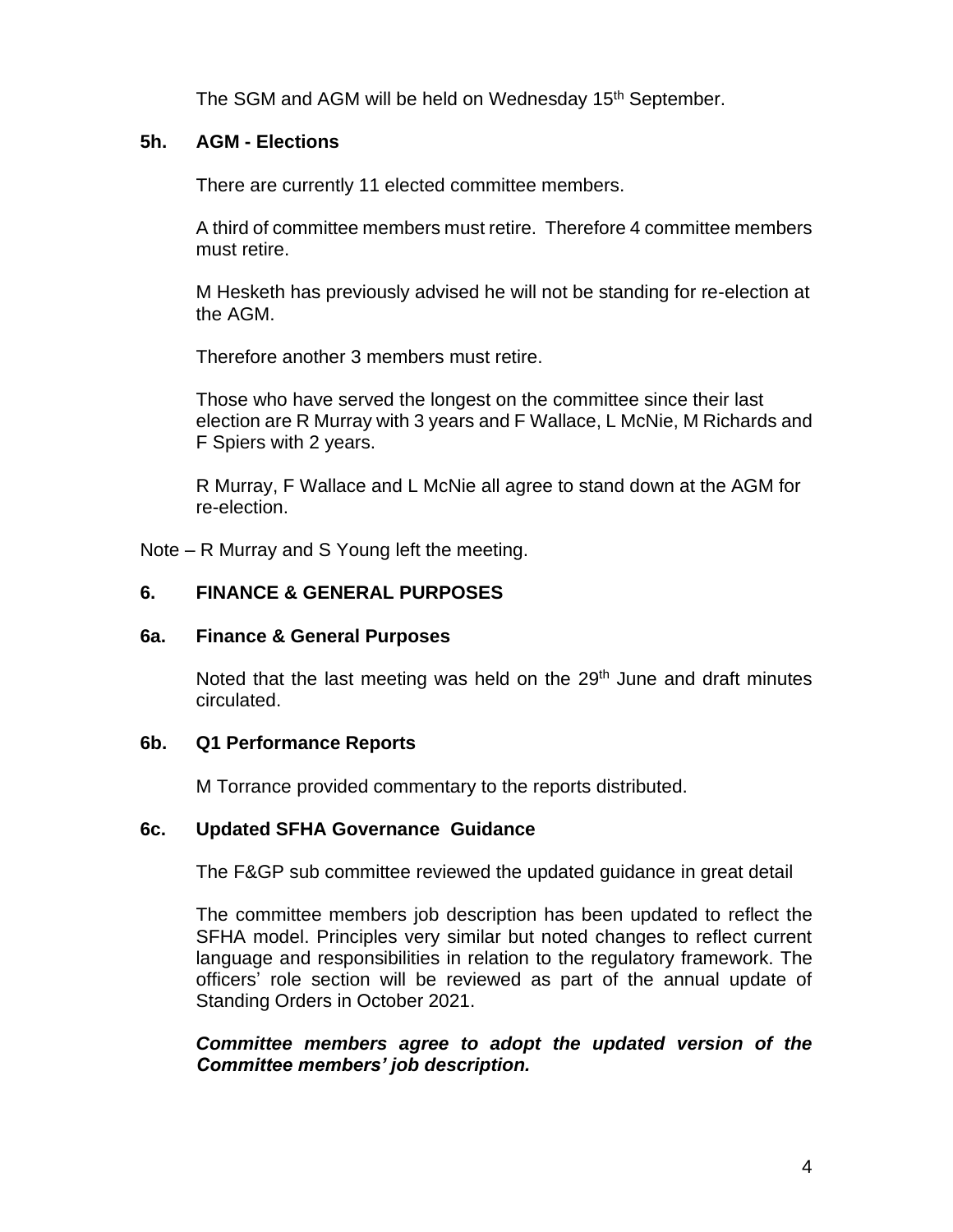The SGM and AGM will be held on Wednesday 15th September.

### 5h. AGM - Elections

There are currently 11 elected committee members.

A third of committee members must retire. Therefore 4 committee members must retire.

M Hesketh has previously advised he will not be standing for re-election at the AGM.

Therefore another 3 members must retire.

Those who have served the longest on the committee since their last election are R Murray with 3 years and F Wallace, L McNie, M Richards and F Spiers with 2 years.

R Murray, F Wallace and L McNie all agree to stand down at the AGM for re-election.

Note – R Murray and S Young left the meeting.

## 6. FINANCE & GENERAL PURPOSES

### 6a. Finance & General Purposes

Noted that the last meeting was held on the 29th June and draft minutes circulated.

### 6b. Q1 Performance Reports

M Torrance provided commentary to the reports distributed.

### 6c. Updated SFHA Governance Guidance

The F&GP sub committee reviewed the updated guidance in great detail

The committee members job description has been updated to reflect the SFHA model. Principles very similar but noted changes to reflect current language and responsibilities in relation to the regulatory framework. The officers' role section will be reviewed as part of the annual update of Standing Orders in October 2021.

***Committee members agree to adopt the updated version of the Committee members' job description.***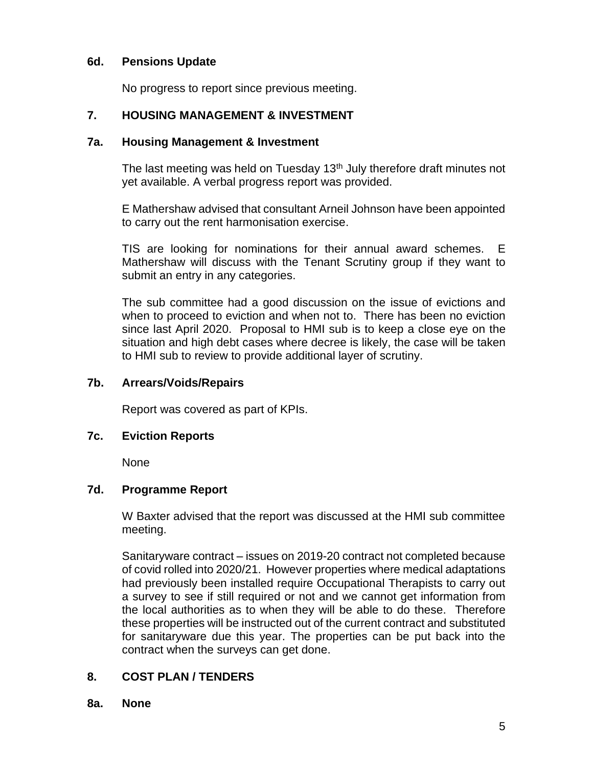**6d. Pensions Update**

No progress to report since previous meeting.

**7. HOUSING MANAGEMENT & INVESTMENT**

**7a. Housing Management & Investment**

The last meeting was held on Tuesday 13th July therefore draft minutes not yet available. A verbal progress report was provided.

E Mathershaw advised that consultant Arneil Johnson have been appointed to carry out the rent harmonisation exercise.

TIS are looking for nominations for their annual award schemes. E Mathershaw will discuss with the Tenant Scrutiny group if they want to submit an entry in any categories.

The sub committee had a good discussion on the issue of evictions and when to proceed to eviction and when not to. There has been no eviction since last April 2020. Proposal to HMI sub is to keep a close eye on the situation and high debt cases where decree is likely, the case will be taken to HMI sub to review to provide additional layer of scrutiny.

**7b. Arrears/Voids/Repairs**

Report was covered as part of KPIs.

**7c. Eviction Reports**

None

**7d. Programme Report**

W Baxter advised that the report was discussed at the HMI sub committee meeting.

Sanitaryware contract – issues on 2019-20 contract not completed because of covid rolled into 2020/21. However properties where medical adaptations had previously been installed require Occupational Therapists to carry out a survey to see if still required or not and we cannot get information from the local authorities as to when they will be able to do these. Therefore these properties will be instructed out of the current contract and substituted for sanitaryware due this year. The properties can be put back into the contract when the surveys can get done.

**8. COST PLAN / TENDERS**

**8a. None**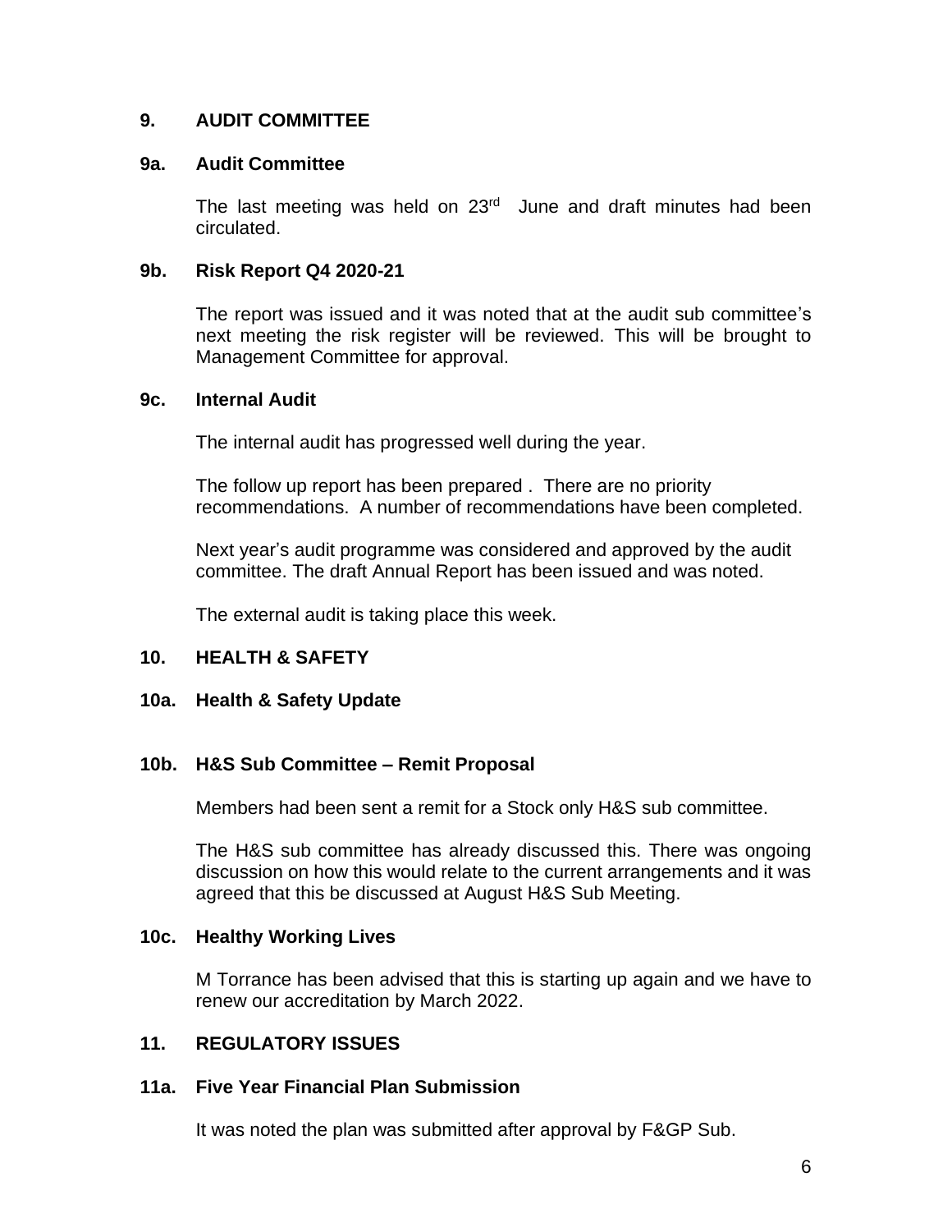## 9. AUDIT COMMITTEE

### 9a. Audit Committee

The last meeting was held on 23rd June and draft minutes had been circulated.

### 9b. Risk Report Q4 2020-21

The report was issued and it was noted that at the audit sub committee's next meeting the risk register will be reviewed. This will be brought to Management Committee for approval.

### 9c. Internal Audit

The internal audit has progressed well during the year.

The follow up report has been prepared . There are no priority recommendations. A number of recommendations have been completed.

Next year's audit programme was considered and approved by the audit committee. The draft Annual Report has been issued and was noted.

The external audit is taking place this week.

## 10. HEALTH & SAFETY

### 10a. Health & Safety Update

### 10b. H&S Sub Committee – Remit Proposal

Members had been sent a remit for a Stock only H&S sub committee.

The H&S sub committee has already discussed this. There was ongoing discussion on how this would relate to the current arrangements and it was agreed that this be discussed at August H&S Sub Meeting.

### 10c. Healthy Working Lives

M Torrance has been advised that this is starting up again and we have to renew our accreditation by March 2022.

## 11. REGULATORY ISSUES

### 11a. Five Year Financial Plan Submission

It was noted the plan was submitted after approval by F&GP Sub.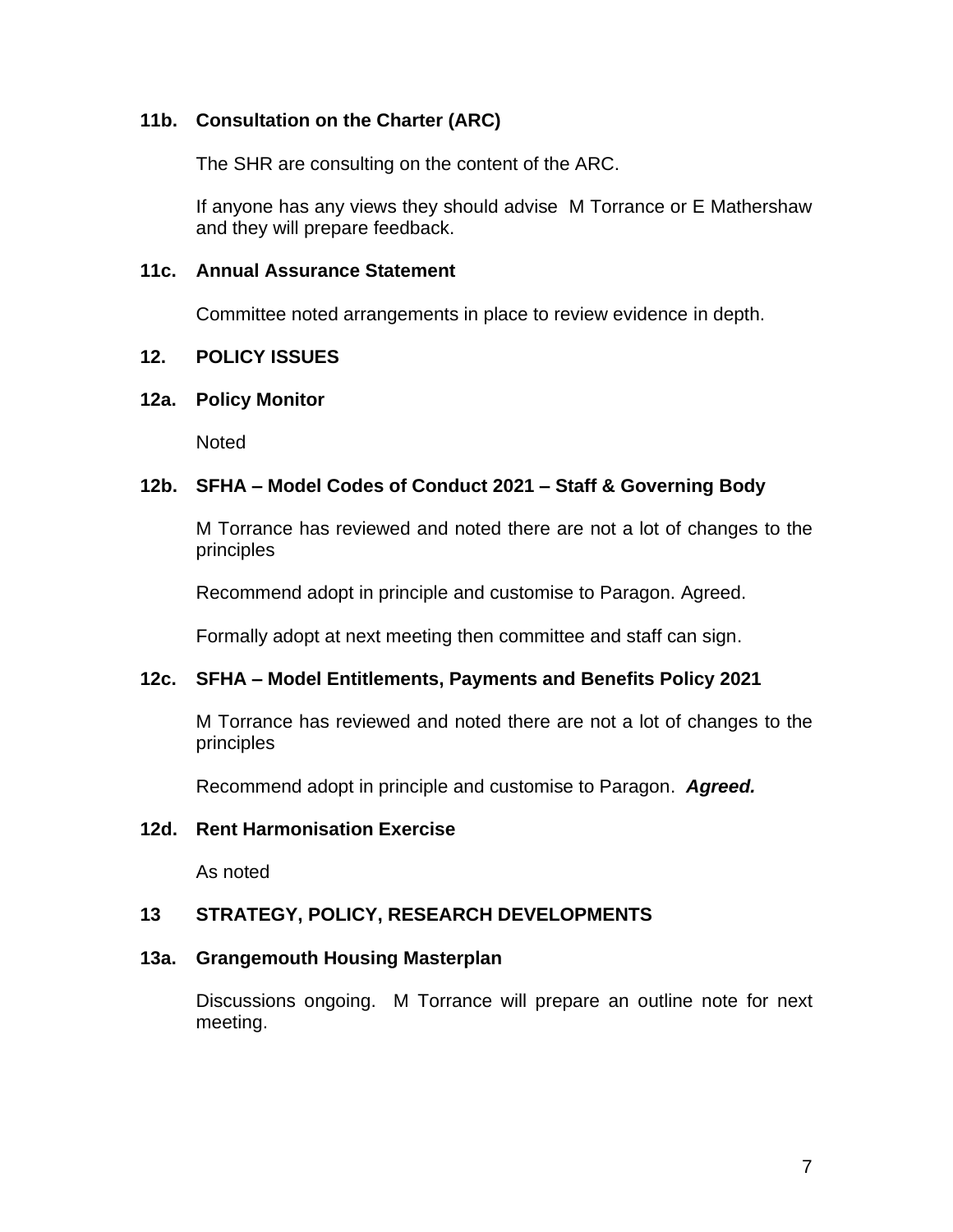### 11b. Consultation on the Charter (ARC)

The SHR are consulting on the content of the ARC.

If anyone has any views they should advise M Torrance or E Mathershaw and they will prepare feedback.

### 11c. Annual Assurance Statement

Committee noted arrangements in place to review evidence in depth.

## 12. POLICY ISSUES

### 12a. Policy Monitor

Noted

### 12b. SFHA – Model Codes of Conduct 2021 – Staff & Governing Body

M Torrance has reviewed and noted there are not a lot of changes to the principles

Recommend adopt in principle and customise to Paragon. Agreed.

Formally adopt at next meeting then committee and staff can sign.

### 12c. SFHA – Model Entitlements, Payments and Benefits Policy 2021

M Torrance has reviewed and noted there are not a lot of changes to the principles

Recommend adopt in principle and customise to Paragon. ***Agreed.***

### 12d. Rent Harmonisation Exercise

As noted

## 13 STRATEGY, POLICY, RESEARCH DEVELOPMENTS

### 13a. Grangemouth Housing Masterplan

Discussions ongoing. M Torrance will prepare an outline note for next meeting.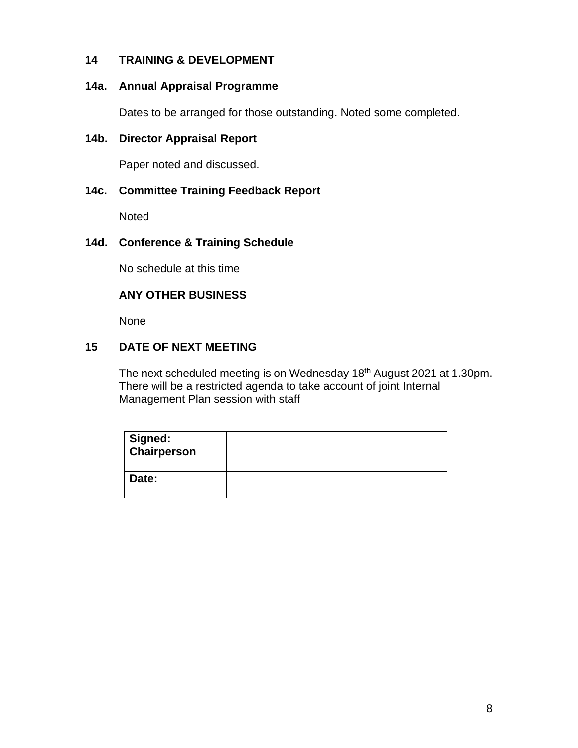## 14 TRAINING & DEVELOPMENT

### 14a. Annual Appraisal Programme

Dates to be arranged for those outstanding. Noted some completed.

### 14b. Director Appraisal Report

Paper noted and discussed.

### 14c. Committee Training Feedback Report

Noted

### 14d. Conference & Training Schedule

No schedule at this time

### ANY OTHER BUSINESS

None

## 15 DATE OF NEXT MEETING

The next scheduled meeting is on Wednesday 18th August 2021 at 1.30pm. There will be a restricted agenda to take account of joint Internal Management Plan session with staff

| | |
|---|---|
| **Signed: Chairperson** | |
| **Date:** | |